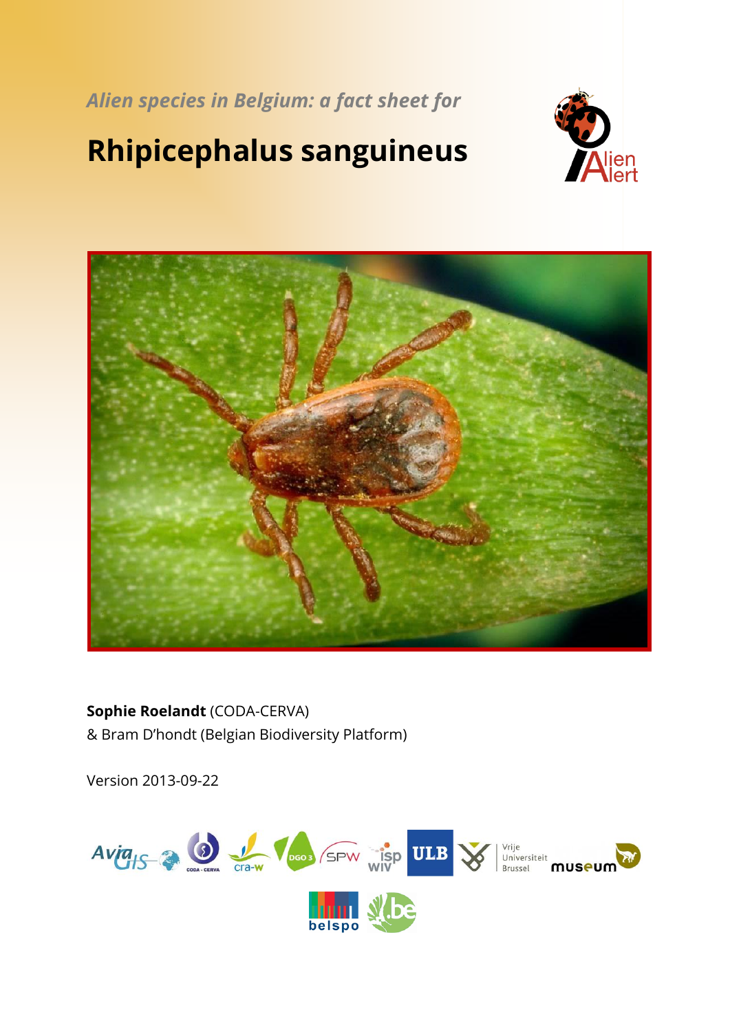*Alien species in Belgium: a fact sheet for*

# Rhipicephalus sanguineus

**Sophie Roelandt** (CODA-CERVA)
& Bram D'hondt (Belgian Biodiversity Platform)

Version 2013-09-22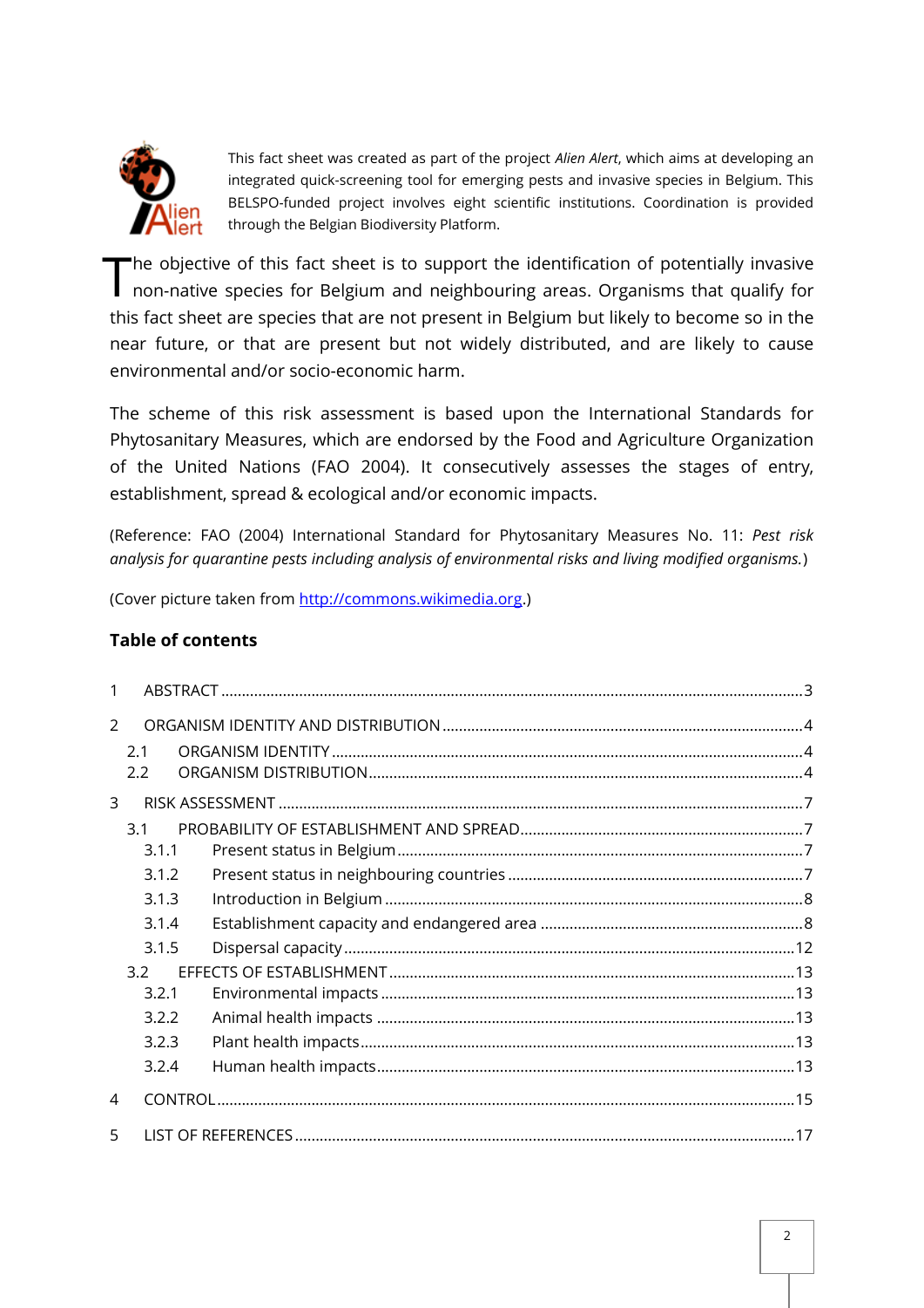This fact sheet was created as part of the project *Alien Alert*, which aims at developing an integrated quick-screening tool for emerging pests and invasive species in Belgium. This BELSPO-funded project involves eight scientific institutions. Coordination is provided through the Belgian Biodiversity Platform.

The objective of this fact sheet is to support the identification of potentially invasive non-native species for Belgium and neighbouring areas. Organisms that qualify for this fact sheet are species that are not present in Belgium but likely to become so in the near future, or that are present but not widely distributed, and are likely to cause environmental and/or socio-economic harm.

The scheme of this risk assessment is based upon the International Standards for Phytosanitary Measures, which are endorsed by the Food and Agriculture Organization of the United Nations (FAO 2004). It consecutively assesses the stages of entry, establishment, spread & ecological and/or economic impacts.

(Reference: FAO (2004) International Standard for Phytosanitary Measures No. 11: *Pest risk analysis for quarantine pests including analysis of environmental risks and living modified organisms.*)

(Cover picture taken from http://commons.wikimedia.org.)

**Table of contents**

1 ABSTRACT ..... 3

2 ORGANISM IDENTITY AND DISTRIBUTION ..... 4
- 2.1 ORGANISM IDENTITY ..... 4
- 2.2 ORGANISM DISTRIBUTION ..... 4

3 RISK ASSESSMENT ..... 7
- 3.1 PROBABILITY OF ESTABLISHMENT AND SPREAD ..... 7
  - 3.1.1 Present status in Belgium ..... 7
  - 3.1.2 Present status in neighbouring countries ..... 7
  - 3.1.3 Introduction in Belgium ..... 8
  - 3.1.4 Establishment capacity and endangered area ..... 8
  - 3.1.5 Dispersal capacity ..... 12
- 3.2 EFFECTS OF ESTABLISHMENT ..... 13
  - 3.2.1 Environmental impacts ..... 13
  - 3.2.2 Animal health impacts ..... 13
  - 3.2.3 Plant health impacts ..... 13
  - 3.2.4 Human health impacts ..... 13

4 CONTROL ..... 15

5 LIST OF REFERENCES ..... 17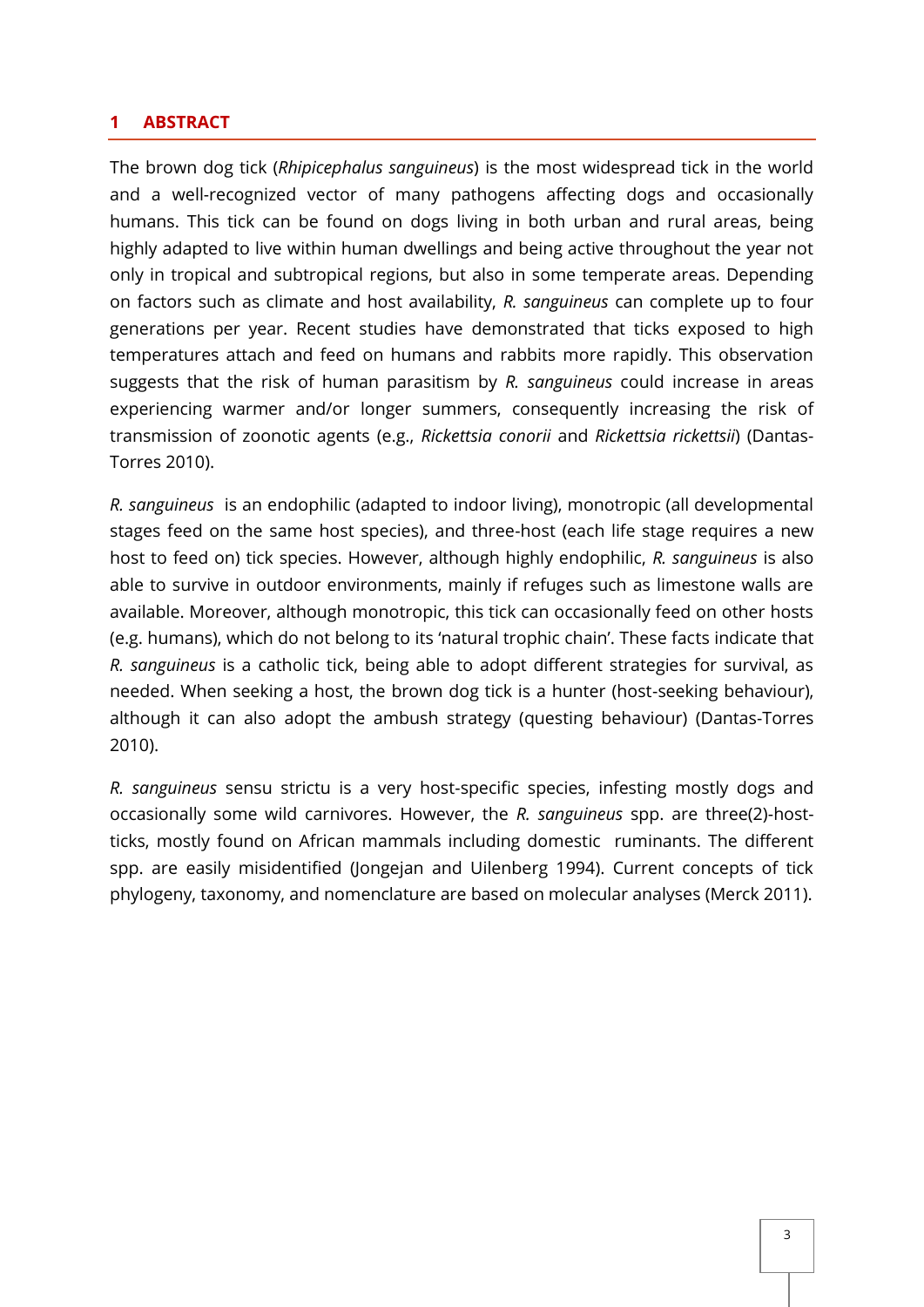# 1 ABSTRACT

The brown dog tick (*Rhipicephalus sanguineus*) is the most widespread tick in the world and a well-recognized vector of many pathogens affecting dogs and occasionally humans. This tick can be found on dogs living in both urban and rural areas, being highly adapted to live within human dwellings and being active throughout the year not only in tropical and subtropical regions, but also in some temperate areas. Depending on factors such as climate and host availability, *R. sanguineus* can complete up to four generations per year. Recent studies have demonstrated that ticks exposed to high temperatures attach and feed on humans and rabbits more rapidly. This observation suggests that the risk of human parasitism by *R. sanguineus* could increase in areas experiencing warmer and/or longer summers, consequently increasing the risk of transmission of zoonotic agents (e.g., *Rickettsia conorii* and *Rickettsia rickettsii*) (Dantas-Torres 2010).

*R. sanguineus* is an endophilic (adapted to indoor living), monotropic (all developmental stages feed on the same host species), and three-host (each life stage requires a new host to feed on) tick species. However, although highly endophilic, *R. sanguineus* is also able to survive in outdoor environments, mainly if refuges such as limestone walls are available. Moreover, although monotropic, this tick can occasionally feed on other hosts (e.g. humans), which do not belong to its 'natural trophic chain'. These facts indicate that *R. sanguineus* is a catholic tick, being able to adopt different strategies for survival, as needed. When seeking a host, the brown dog tick is a hunter (host-seeking behaviour), although it can also adopt the ambush strategy (questing behaviour) (Dantas-Torres 2010).

*R. sanguineus* sensu strictu is a very host-specific species, infesting mostly dogs and occasionally some wild carnivores. However, the *R. sanguineus* spp. are three(2)-host-ticks, mostly found on African mammals including domestic ruminants. The different spp. are easily misidentified (Jongejan and Uilenberg 1994). Current concepts of tick phylogeny, taxonomy, and nomenclature are based on molecular analyses (Merck 2011).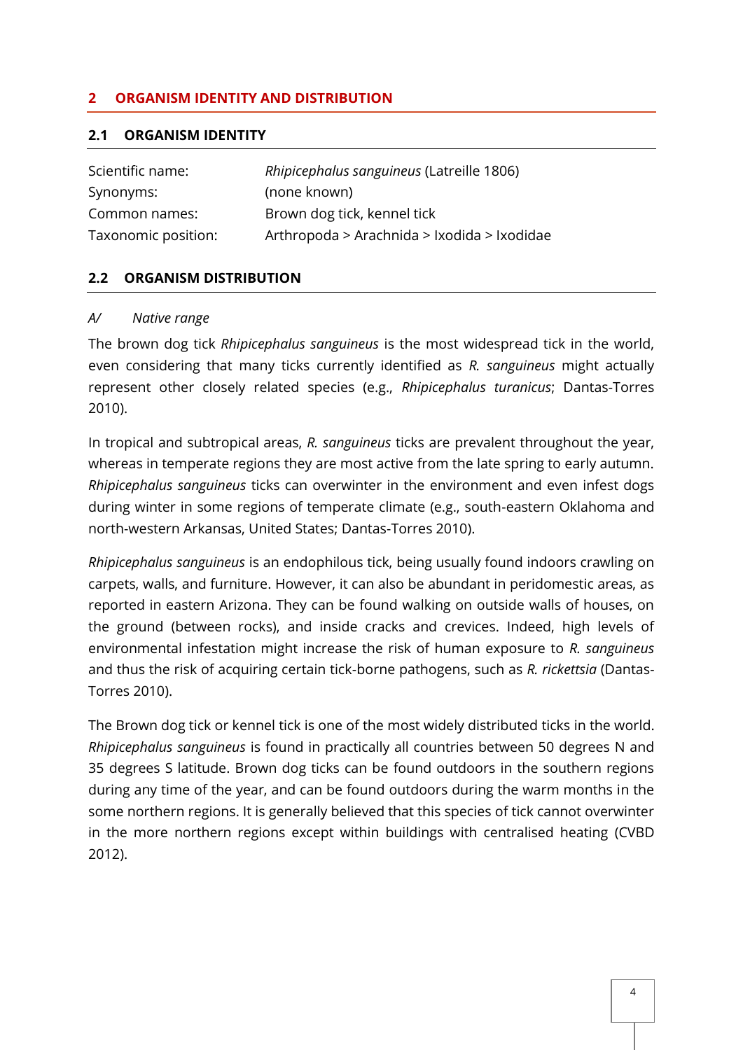## 2 ORGANISM IDENTITY AND DISTRIBUTION

### 2.1 ORGANISM IDENTITY

| | |
|---|---|
| Scientific name: | *Rhipicephalus sanguineus* (Latreille 1806) |
| Synonyms: | (none known) |
| Common names: | Brown dog tick, kennel tick |
| Taxonomic position: | Arthropoda > Arachnida > Ixodida > Ixodidae |

### 2.2 ORGANISM DISTRIBUTION

*A/ Native range*

The brown dog tick *Rhipicephalus sanguineus* is the most widespread tick in the world, even considering that many ticks currently identified as *R. sanguineus* might actually represent other closely related species (e.g., *Rhipicephalus turanicus*; Dantas-Torres 2010).

In tropical and subtropical areas, *R. sanguineus* ticks are prevalent throughout the year, whereas in temperate regions they are most active from the late spring to early autumn. *Rhipicephalus sanguineus* ticks can overwinter in the environment and even infest dogs during winter in some regions of temperate climate (e.g., south-eastern Oklahoma and north-western Arkansas, United States; Dantas-Torres 2010).

*Rhipicephalus sanguineus* is an endophilous tick, being usually found indoors crawling on carpets, walls, and furniture. However, it can also be abundant in peridomestic areas, as reported in eastern Arizona. They can be found walking on outside walls of houses, on the ground (between rocks), and inside cracks and crevices. Indeed, high levels of environmental infestation might increase the risk of human exposure to *R. sanguineus* and thus the risk of acquiring certain tick-borne pathogens, such as *R. rickettsia* (Dantas-Torres 2010).

The Brown dog tick or kennel tick is one of the most widely distributed ticks in the world. *Rhipicephalus sanguineus* is found in practically all countries between 50 degrees N and 35 degrees S latitude. Brown dog ticks can be found outdoors in the southern regions during any time of the year, and can be found outdoors during the warm months in the some northern regions. It is generally believed that this species of tick cannot overwinter in the more northern regions except within buildings with centralised heating (CVBD 2012).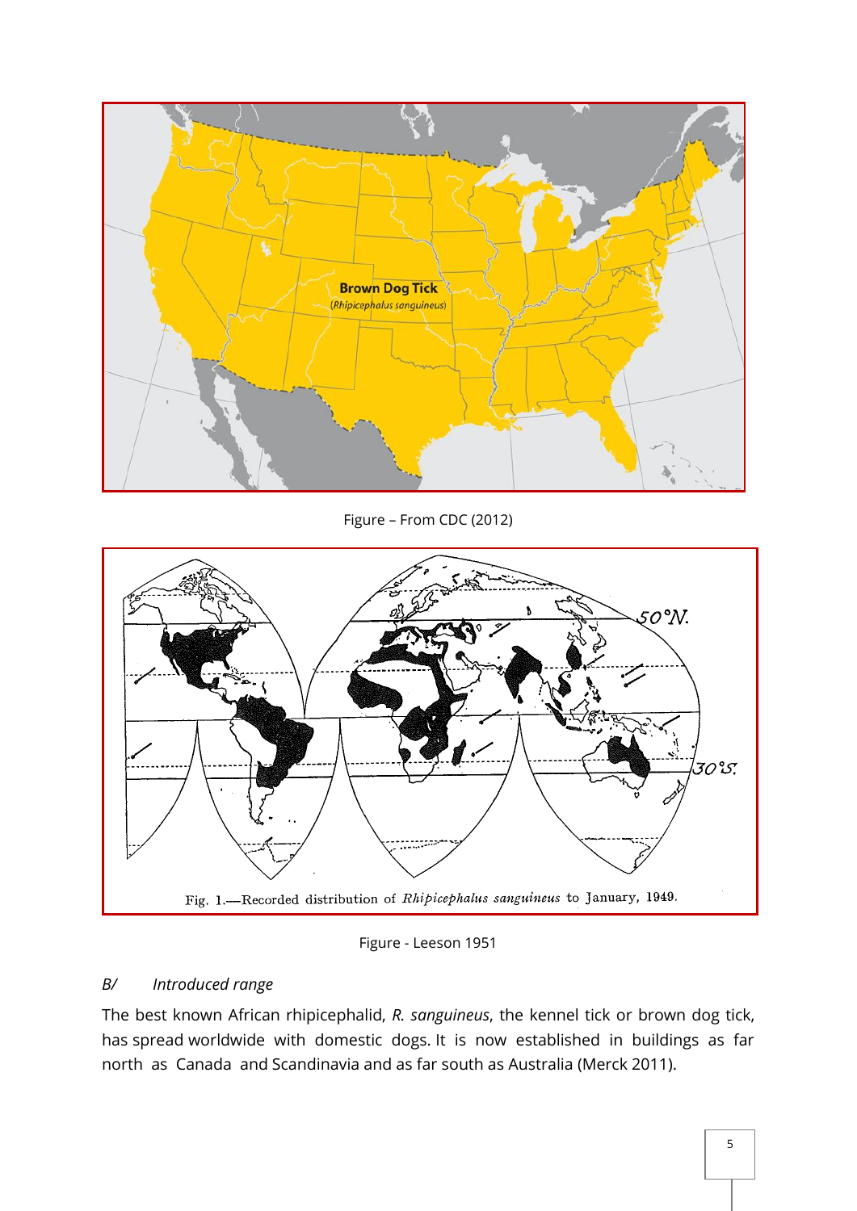Figure – From CDC (2012)

Figure - Leeson 1951

### B/ *Introduced range*

The best known African rhipicephalid, *R. sanguineus*, the kennel tick or brown dog tick, has spread worldwide with domestic dogs. It is now established in buildings as far north as Canada and Scandinavia and as far south as Australia (Merck 2011).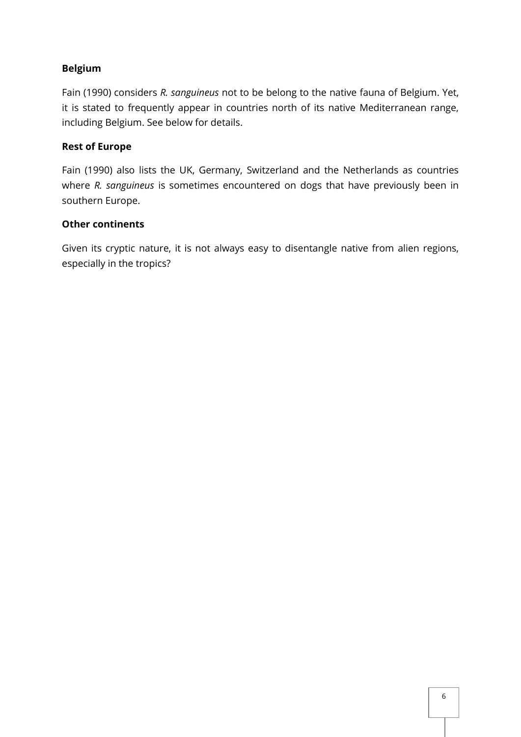**Belgium**

Fain (1990) considers *R. sanguineus* not to be belong to the native fauna of Belgium. Yet, it is stated to frequently appear in countries north of its native Mediterranean range, including Belgium. See below for details.

**Rest of Europe**

Fain (1990) also lists the UK, Germany, Switzerland and the Netherlands as countries where *R. sanguineus* is sometimes encountered on dogs that have previously been in southern Europe.

**Other continents**

Given its cryptic nature, it is not always easy to disentangle native from alien regions, especially in the tropics?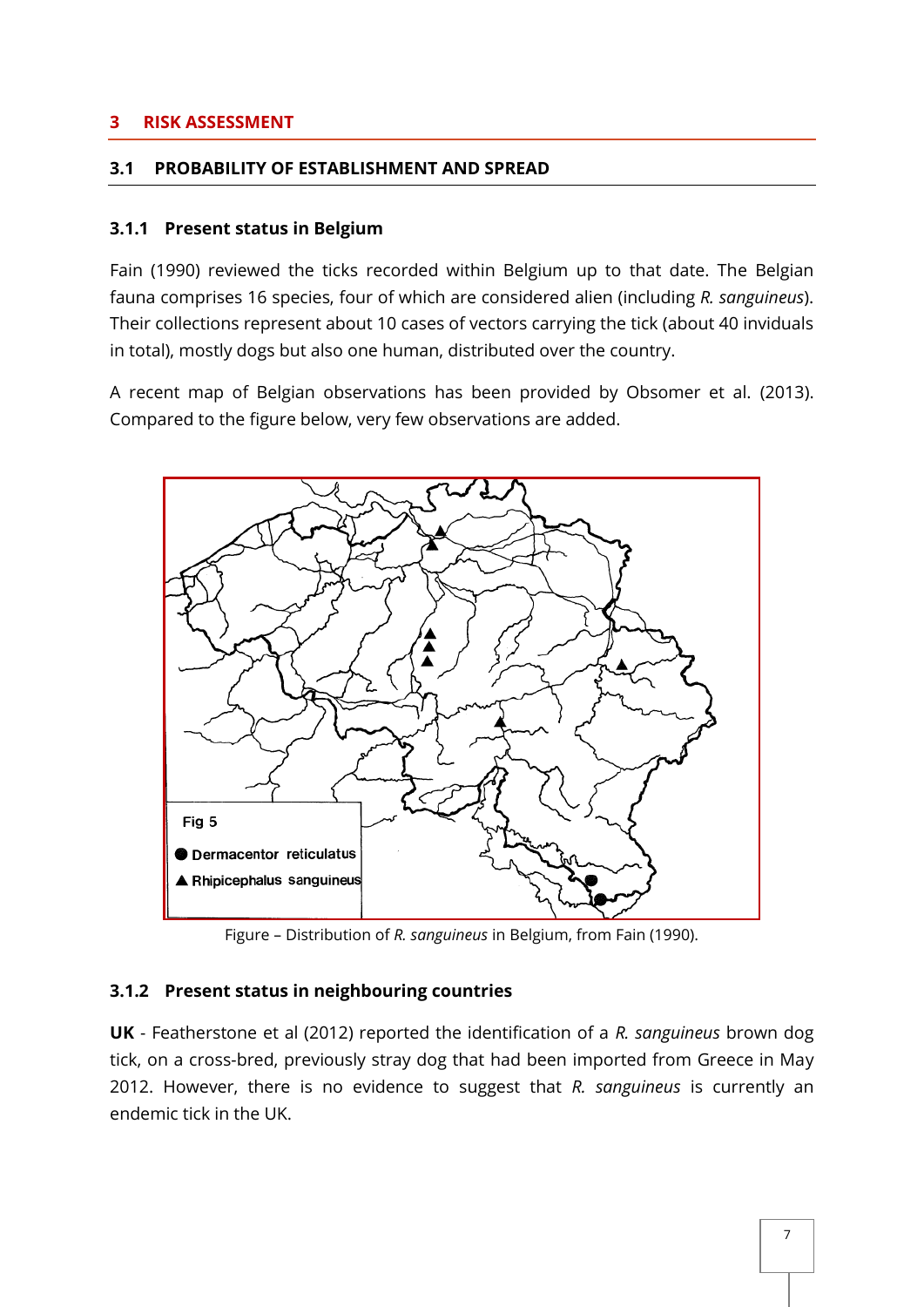# 3 RISK ASSESSMENT

## 3.1 PROBABILITY OF ESTABLISHMENT AND SPREAD

### 3.1.1 Present status in Belgium

Fain (1990) reviewed the ticks recorded within Belgium up to that date. The Belgian fauna comprises 16 species, four of which are considered alien (including *R. sanguineus*). Their collections represent about 10 cases of vectors carrying the tick (about 40 invididuals in total), mostly dogs but also one human, distributed over the country.

A recent map of Belgian observations has been provided by Obsomer et al. (2013). Compared to the figure below, very few observations are added.

Fig 5

● Dermacentor reticulatus

▲ Rhipicephalus sanguineus

Figure – Distribution of *R. sanguineus* in Belgium, from Fain (1990).

### 3.1.2 Present status in neighbouring countries

**UK** - Featherstone et al (2012) reported the identification of a *R. sanguineus* brown dog tick, on a cross-bred, previously stray dog that had been imported from Greece in May 2012. However, there is no evidence to suggest that *R. sanguineus* is currently an endemic tick in the UK.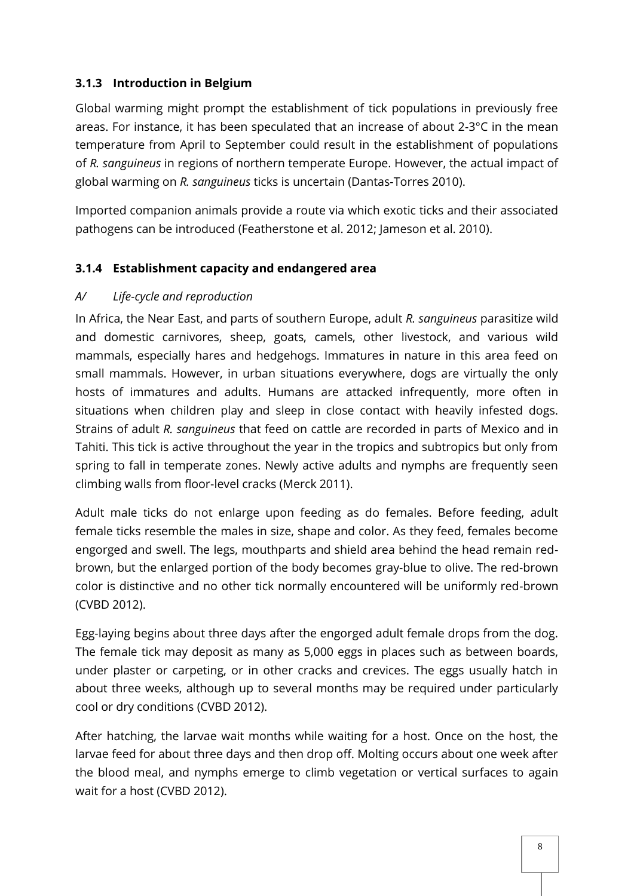### 3.1.3 Introduction in Belgium

Global warming might prompt the establishment of tick populations in previously free areas. For instance, it has been speculated that an increase of about 2-3°C in the mean temperature from April to September could result in the establishment of populations of *R. sanguineus* in regions of northern temperate Europe. However, the actual impact of global warming on *R. sanguineus* ticks is uncertain (Dantas-Torres 2010).

Imported companion animals provide a route via which exotic ticks and their associated pathogens can be introduced (Featherstone et al. 2012; Jameson et al. 2010).

### 3.1.4 Establishment capacity and endangered area

*A/ Life-cycle and reproduction*

In Africa, the Near East, and parts of southern Europe, adult *R. sanguineus* parasitize wild and domestic carnivores, sheep, goats, camels, other livestock, and various wild mammals, especially hares and hedgehogs. Immatures in nature in this area feed on small mammals. However, in urban situations everywhere, dogs are virtually the only hosts of immatures and adults. Humans are attacked infrequently, more often in situations when children play and sleep in close contact with heavily infested dogs. Strains of adult *R. sanguineus* that feed on cattle are recorded in parts of Mexico and in Tahiti. This tick is active throughout the year in the tropics and subtropics but only from spring to fall in temperate zones. Newly active adults and nymphs are frequently seen climbing walls from floor-level cracks (Merck 2011).

Adult male ticks do not enlarge upon feeding as do females. Before feeding, adult female ticks resemble the males in size, shape and color. As they feed, females become engorged and swell. The legs, mouthparts and shield area behind the head remain red-brown, but the enlarged portion of the body becomes gray-blue to olive. The red-brown color is distinctive and no other tick normally encountered will be uniformly red-brown (CVBD 2012).

Egg-laying begins about three days after the engorged adult female drops from the dog. The female tick may deposit as many as 5,000 eggs in places such as between boards, under plaster or carpeting, or in other cracks and crevices. The eggs usually hatch in about three weeks, although up to several months may be required under particularly cool or dry conditions (CVBD 2012).

After hatching, the larvae wait months while waiting for a host. Once on the host, the larvae feed for about three days and then drop off. Molting occurs about one week after the blood meal, and nymphs emerge to climb vegetation or vertical surfaces to again wait for a host (CVBD 2012).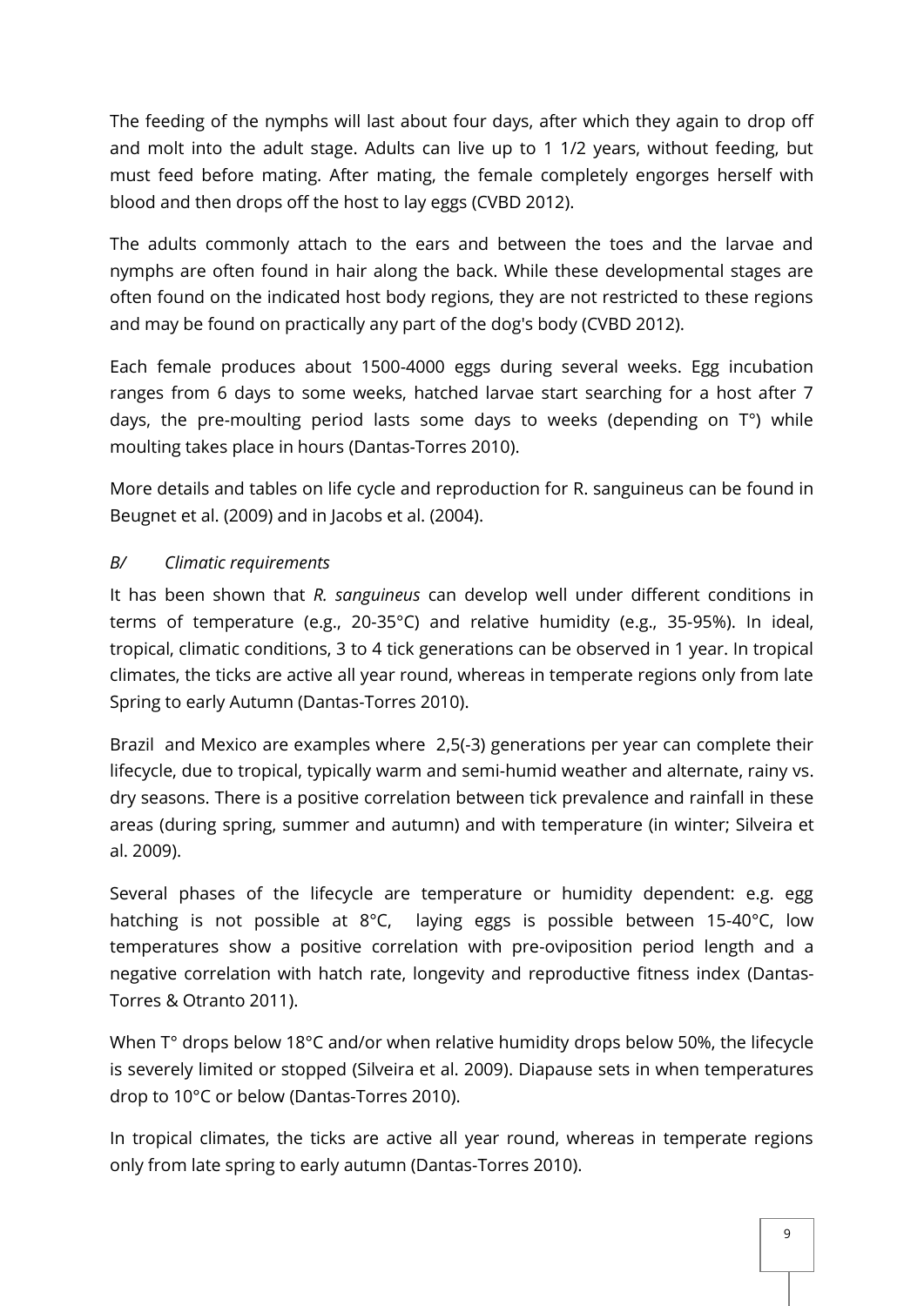The feeding of the nymphs will last about four days, after which they again to drop off and molt into the adult stage. Adults can live up to 1 1/2 years, without feeding, but must feed before mating. After mating, the female completely engorges herself with blood and then drops off the host to lay eggs (CVBD 2012).

The adults commonly attach to the ears and between the toes and the larvae and nymphs are often found in hair along the back. While these developmental stages are often found on the indicated host body regions, they are not restricted to these regions and may be found on practically any part of the dog's body (CVBD 2012).

Each female produces about 1500-4000 eggs during several weeks. Egg incubation ranges from 6 days to some weeks, hatched larvae start searching for a host after 7 days, the pre-moulting period lasts some days to weeks (depending on T°) while moulting takes place in hours (Dantas-Torres 2010).

More details and tables on life cycle and reproduction for R. sanguineus can be found in Beugnet et al. (2009) and in Jacobs et al. (2004).

### *B/ Climatic requirements*

It has been shown that *R. sanguineus* can develop well under different conditions in terms of temperature (e.g., 20-35°C) and relative humidity (e.g., 35-95%). In ideal, tropical, climatic conditions, 3 to 4 tick generations can be observed in 1 year. In tropical climates, the ticks are active all year round, whereas in temperate regions only from late Spring to early Autumn (Dantas-Torres 2010).

Brazil and Mexico are examples where 2,5(-3) generations per year can complete their lifecycle, due to tropical, typically warm and semi-humid weather and alternate, rainy vs. dry seasons. There is a positive correlation between tick prevalence and rainfall in these areas (during spring, summer and autumn) and with temperature (in winter; Silveira et al. 2009).

Several phases of the lifecycle are temperature or humidity dependent: e.g. egg hatching is not possible at 8°C, laying eggs is possible between 15-40°C, low temperatures show a positive correlation with pre-oviposition period length and a negative correlation with hatch rate, longevity and reproductive fitness index (Dantas-Torres & Otranto 2011).

When T° drops below 18°C and/or when relative humidity drops below 50%, the lifecycle is severely limited or stopped (Silveira et al. 2009). Diapause sets in when temperatures drop to 10°C or below (Dantas-Torres 2010).

In tropical climates, the ticks are active all year round, whereas in temperate regions only from late spring to early autumn (Dantas-Torres 2010).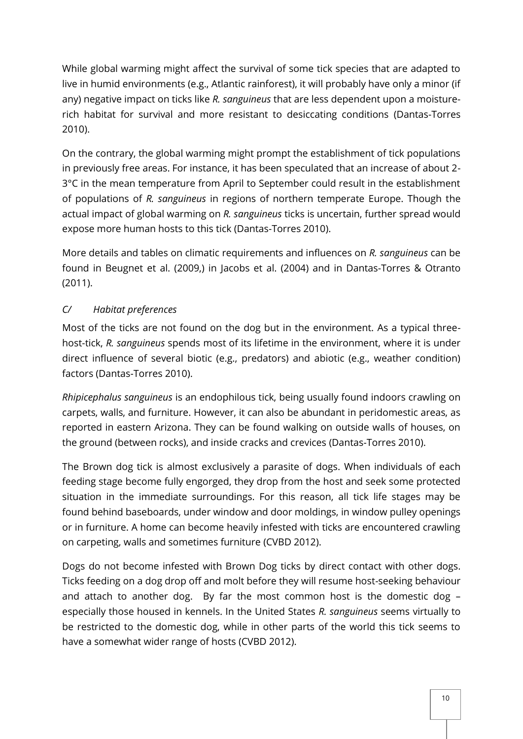While global warming might affect the survival of some tick species that are adapted to live in humid environments (e.g., Atlantic rainforest), it will probably have only a minor (if any) negative impact on ticks like *R. sanguineus* that are less dependent upon a moisture-rich habitat for survival and more resistant to desiccating conditions (Dantas-Torres 2010).

On the contrary, the global warming might prompt the establishment of tick populations in previously free areas. For instance, it has been speculated that an increase of about 2-3°C in the mean temperature from April to September could result in the establishment of populations of *R. sanguineus* in regions of northern temperate Europe. Though the actual impact of global warming on *R. sanguineus* ticks is uncertain, further spread would expose more human hosts to this tick (Dantas-Torres 2010).

More details and tables on climatic requirements and influences on *R. sanguineus* can be found in Beugnet et al. (2009,) in Jacobs et al. (2004) and in Dantas-Torres & Otranto (2011).

### *C/ Habitat preferences*

Most of the ticks are not found on the dog but in the environment. As a typical three-host-tick, *R. sanguineus* spends most of its lifetime in the environment, where it is under direct influence of several biotic (e.g., predators) and abiotic (e.g., weather condition) factors (Dantas-Torres 2010).

*Rhipicephalus sanguineus* is an endophilous tick, being usually found indoors crawling on carpets, walls, and furniture. However, it can also be abundant in peridomestic areas, as reported in eastern Arizona. They can be found walking on outside walls of houses, on the ground (between rocks), and inside cracks and crevices (Dantas-Torres 2010).

The Brown dog tick is almost exclusively a parasite of dogs. When individuals of each feeding stage become fully engorged, they drop from the host and seek some protected situation in the immediate surroundings. For this reason, all tick life stages may be found behind baseboards, under window and door moldings, in window pulley openings or in furniture. A home can become heavily infested with ticks are encountered crawling on carpeting, walls and sometimes furniture (CVBD 2012).

Dogs do not become infested with Brown Dog ticks by direct contact with other dogs. Ticks feeding on a dog drop off and molt before they will resume host-seeking behaviour and attach to another dog. By far the most common host is the domestic dog – especially those housed in kennels. In the United States *R. sanguineus* seems virtually to be restricted to the domestic dog, while in other parts of the world this tick seems to have a somewhat wider range of hosts (CVBD 2012).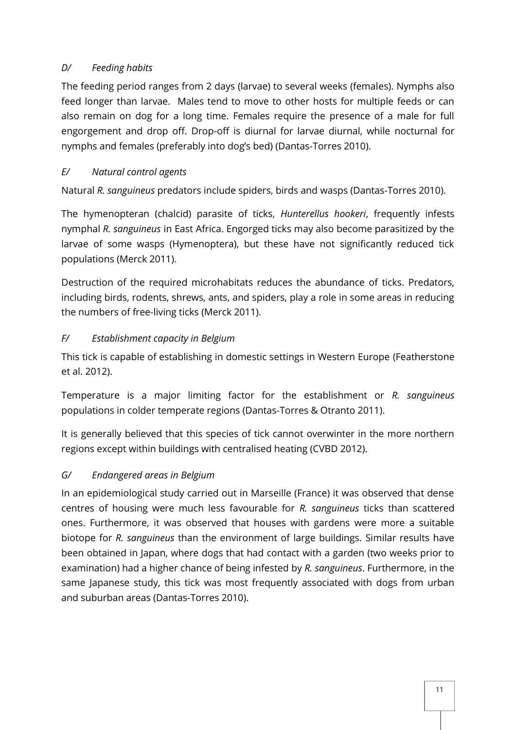### *D/ Feeding habits*

The feeding period ranges from 2 days (larvae) to several weeks (females). Nymphs also feed longer than larvae. Males tend to move to other hosts for multiple feeds or can also remain on dog for a long time. Females require the presence of a male for full engorgement and drop off. Drop-off is diurnal for larvae diurnal, while nocturnal for nymphs and females (preferably into dog's bed) (Dantas-Torres 2010).

### *E/ Natural control agents*

Natural *R. sanguineus* predators include spiders, birds and wasps (Dantas-Torres 2010).

The hymenopteran (chalcid) parasite of ticks, *Hunterellus hookeri*, frequently infests nymphal *R. sanguineus* in East Africa. Engorged ticks may also become parasitized by the larvae of some wasps (Hymenoptera), but these have not significantly reduced tick populations (Merck 2011).

Destruction of the required microhabitats reduces the abundance of ticks. Predators, including birds, rodents, shrews, ants, and spiders, play a role in some areas in reducing the numbers of free-living ticks (Merck 2011).

### *F/ Establishment capacity in Belgium*

This tick is capable of establishing in domestic settings in Western Europe (Featherstone et al. 2012).

Temperature is a major limiting factor for the establishment or *R. sanguineus* populations in colder temperate regions (Dantas-Torres & Otranto 2011).

It is generally believed that this species of tick cannot overwinter in the more northern regions except within buildings with centralised heating (CVBD 2012).

### *G/ Endangered areas in Belgium*

In an epidemiological study carried out in Marseille (France) it was observed that dense centres of housing were much less favourable for *R. sanguineus* ticks than scattered ones. Furthermore, it was observed that houses with gardens were more a suitable biotope for *R. sanguineus* than the environment of large buildings. Similar results have been obtained in Japan, where dogs that had contact with a garden (two weeks prior to examination) had a higher chance of being infested by *R. sanguineus*. Furthermore, in the same Japanese study, this tick was most frequently associated with dogs from urban and suburban areas (Dantas-Torres 2010).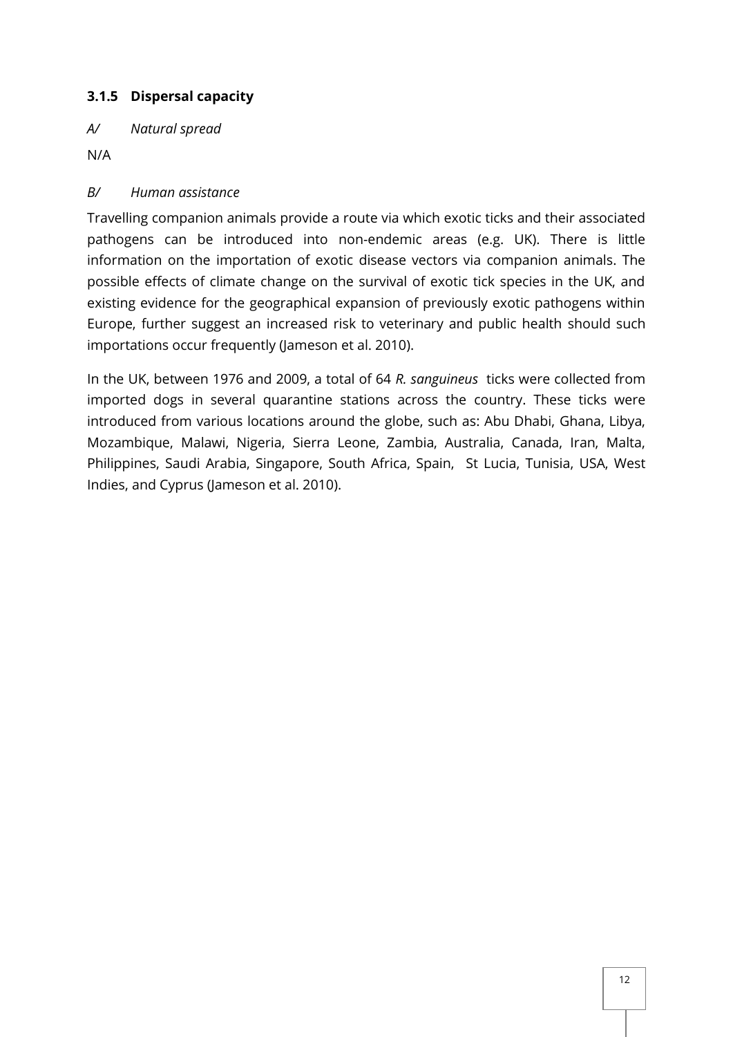### 3.1.5 Dispersal capacity

*A/ Natural spread*

N/A

*B/ Human assistance*

Travelling companion animals provide a route via which exotic ticks and their associated pathogens can be introduced into non-endemic areas (e.g. UK). There is little information on the importation of exotic disease vectors via companion animals. The possible effects of climate change on the survival of exotic tick species in the UK, and existing evidence for the geographical expansion of previously exotic pathogens within Europe, further suggest an increased risk to veterinary and public health should such importations occur frequently (Jameson et al. 2010).

In the UK, between 1976 and 2009, a total of 64 *R. sanguineus* ticks were collected from imported dogs in several quarantine stations across the country. These ticks were introduced from various locations around the globe, such as: Abu Dhabi, Ghana, Libya, Mozambique, Malawi, Nigeria, Sierra Leone, Zambia, Australia, Canada, Iran, Malta, Philippines, Saudi Arabia, Singapore, South Africa, Spain, St Lucia, Tunisia, USA, West Indies, and Cyprus (Jameson et al. 2010).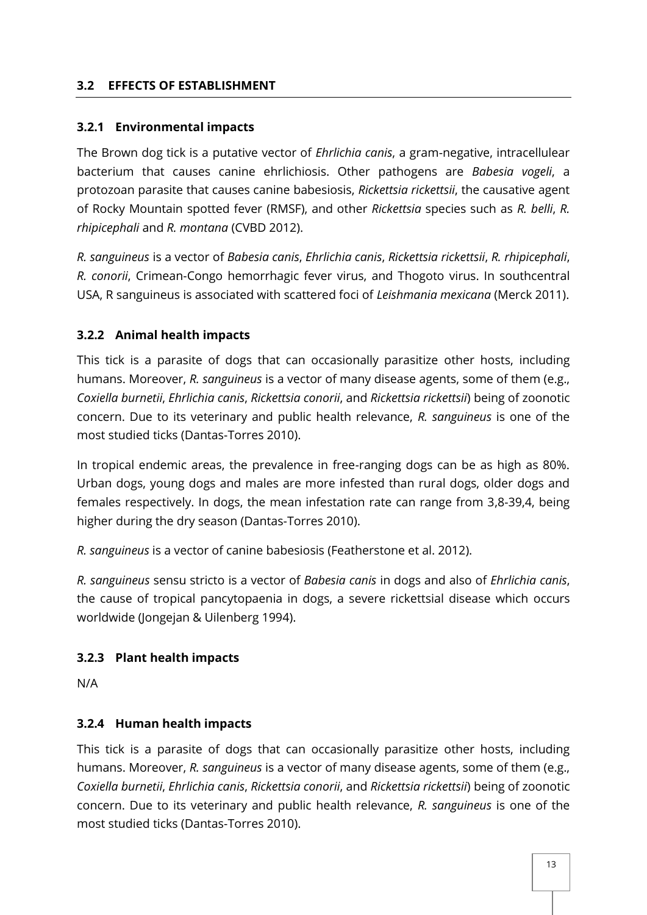## 3.2 EFFECTS OF ESTABLISHMENT

### 3.2.1 Environmental impacts

The Brown dog tick is a putative vector of *Ehrlichia canis*, a gram-negative, intracellulear bacterium that causes canine ehrlichiosis. Other pathogens are *Babesia vogeli*, a protozoan parasite that causes canine babesiosis, *Rickettsia rickettsii*, the causative agent of Rocky Mountain spotted fever (RMSF), and other *Rickettsia* species such as *R. belli*, *R. rhipicephali* and *R. montana* (CVBD 2012).

*R. sanguineus* is a vector of *Babesia canis*, *Ehrlichia canis*, *Rickettsia rickettsii*, *R. rhipicephali*, *R. conorii*, Crimean-Congo hemorrhagic fever virus, and Thogoto virus. In southcentral USA, R sanguineus is associated with scattered foci of *Leishmania mexicana* (Merck 2011).

### 3.2.2 Animal health impacts

This tick is a parasite of dogs that can occasionally parasitize other hosts, including humans. Moreover, *R. sanguineus* is a vector of many disease agents, some of them (e.g., *Coxiella burnetii*, *Ehrlichia canis*, *Rickettsia conorii*, and *Rickettsia rickettsii*) being of zoonotic concern. Due to its veterinary and public health relevance, *R. sanguineus* is one of the most studied ticks (Dantas-Torres 2010).

In tropical endemic areas, the prevalence in free-ranging dogs can be as high as 80%. Urban dogs, young dogs and males are more infested than rural dogs, older dogs and females respectively. In dogs, the mean infestation rate can range from 3,8-39,4, being higher during the dry season (Dantas-Torres 2010).

*R. sanguineus* is a vector of canine babesiosis (Featherstone et al. 2012).

*R. sanguineus* sensu stricto is a vector of *Babesia canis* in dogs and also of *Ehrlichia canis*, the cause of tropical pancytopaenia in dogs, a severe rickettsial disease which occurs worldwide (Jongejan & Uilenberg 1994).

### 3.2.3 Plant health impacts

N/A

### 3.2.4 Human health impacts

This tick is a parasite of dogs that can occasionally parasitize other hosts, including humans. Moreover, *R. sanguineus* is a vector of many disease agents, some of them (e.g., *Coxiella burnetii*, *Ehrlichia canis*, *Rickettsia conorii*, and *Rickettsia rickettsii*) being of zoonotic concern. Due to its veterinary and public health relevance, *R. sanguineus* is one of the most studied ticks (Dantas-Torres 2010).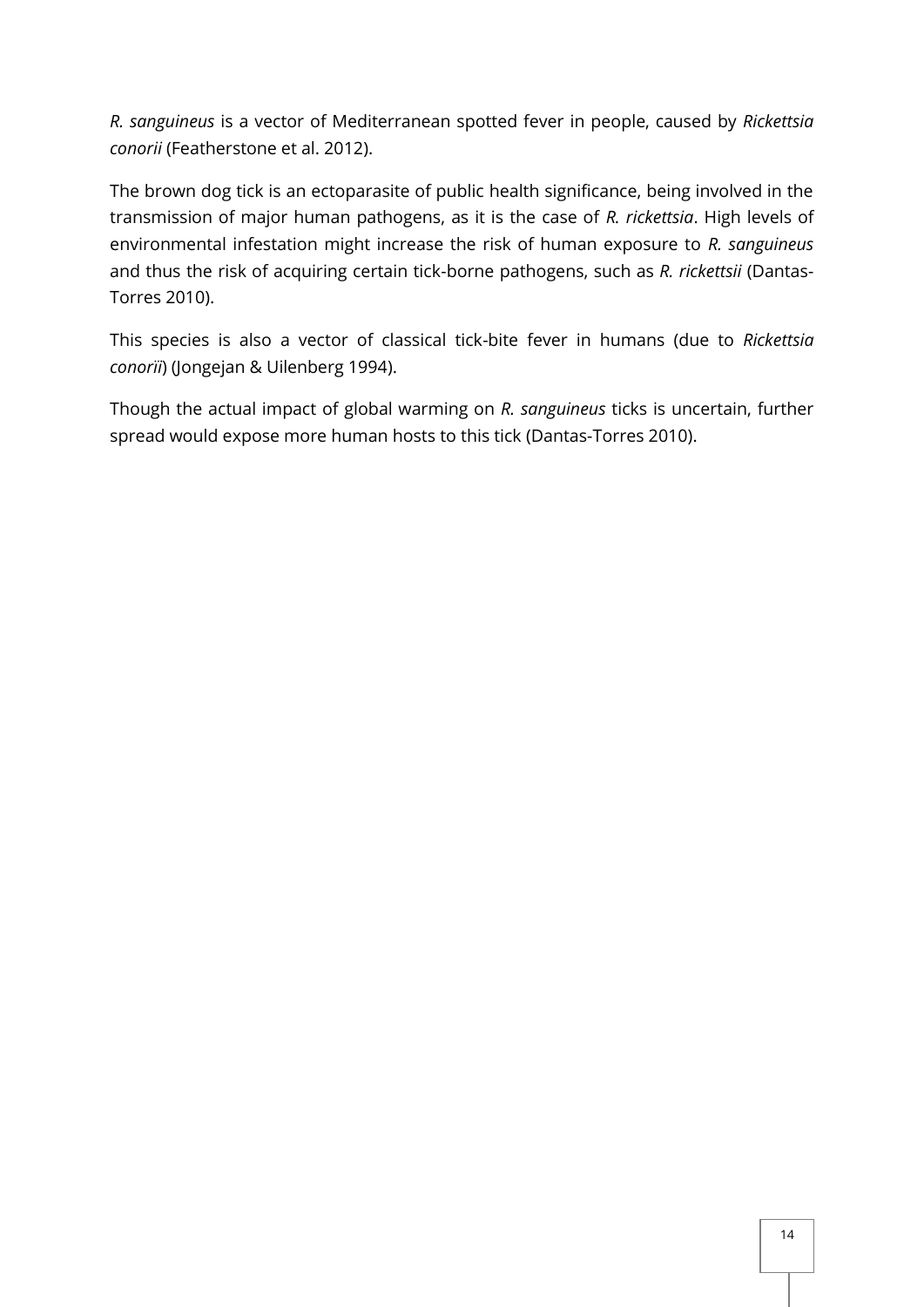*R. sanguineus* is a vector of Mediterranean spotted fever in people, caused by *Rickettsia conorii* (Featherstone et al. 2012).

The brown dog tick is an ectoparasite of public health significance, being involved in the transmission of major human pathogens, as it is the case of *R. rickettsia*. High levels of environmental infestation might increase the risk of human exposure to *R. sanguineus* and thus the risk of acquiring certain tick-borne pathogens, such as *R. rickettsii* (Dantas-Torres 2010).

This species is also a vector of classical tick-bite fever in humans (due to *Rickettsia conorii*) (Jongejan & Uilenberg 1994).

Though the actual impact of global warming on *R. sanguineus* ticks is uncertain, further spread would expose more human hosts to this tick (Dantas-Torres 2010).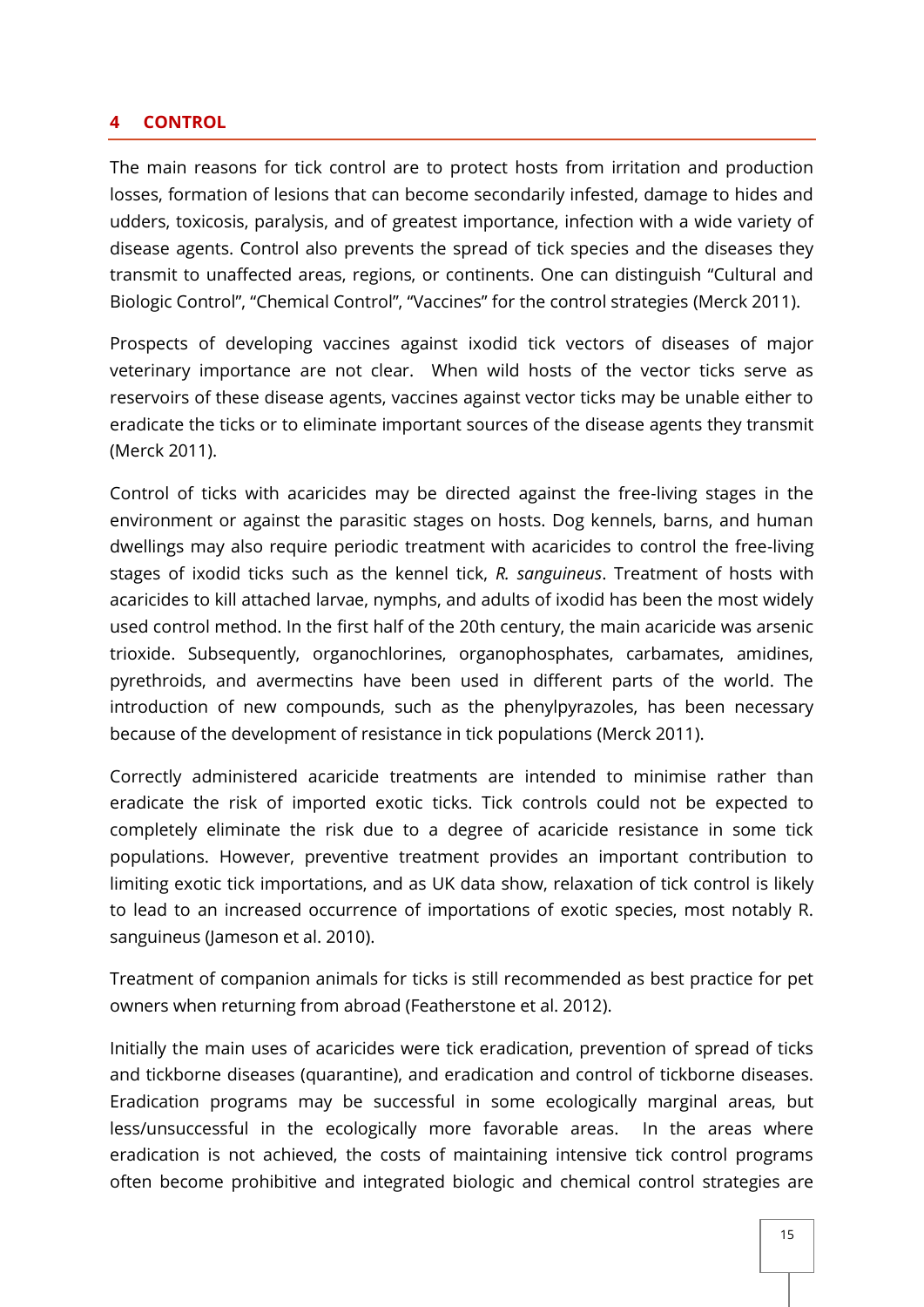# 4 CONTROL

The main reasons for tick control are to protect hosts from irritation and production losses, formation of lesions that can become secondarily infested, damage to hides and udders, toxicosis, paralysis, and of greatest importance, infection with a wide variety of disease agents. Control also prevents the spread of tick species and the diseases they transmit to unaffected areas, regions, or continents. One can distinguish "Cultural and Biologic Control", "Chemical Control", "Vaccines" for the control strategies (Merck 2011).

Prospects of developing vaccines against ixodid tick vectors of diseases of major veterinary importance are not clear. When wild hosts of the vector ticks serve as reservoirs of these disease agents, vaccines against vector ticks may be unable either to eradicate the ticks or to eliminate important sources of the disease agents they transmit (Merck 2011).

Control of ticks with acaricides may be directed against the free-living stages in the environment or against the parasitic stages on hosts. Dog kennels, barns, and human dwellings may also require periodic treatment with acaricides to control the free-living stages of ixodid ticks such as the kennel tick, *R. sanguineus*. Treatment of hosts with acaricides to kill attached larvae, nymphs, and adults of ixodid has been the most widely used control method. In the first half of the 20th century, the main acaricide was arsenic trioxide. Subsequently, organochlorines, organophosphates, carbamates, amidines, pyrethroids, and avermectins have been used in different parts of the world. The introduction of new compounds, such as the phenylpyrazoles, has been necessary because of the development of resistance in tick populations (Merck 2011).

Correctly administered acaricide treatments are intended to minimise rather than eradicate the risk of imported exotic ticks. Tick controls could not be expected to completely eliminate the risk due to a degree of acaricide resistance in some tick populations. However, preventive treatment provides an important contribution to limiting exotic tick importations, and as UK data show, relaxation of tick control is likely to lead to an increased occurrence of importations of exotic species, most notably R. sanguineus (Jameson et al. 2010).

Treatment of companion animals for ticks is still recommended as best practice for pet owners when returning from abroad (Featherstone et al. 2012).

Initially the main uses of acaricides were tick eradication, prevention of spread of ticks and tickborne diseases (quarantine), and eradication and control of tickborne diseases. Eradication programs may be successful in some ecologically marginal areas, but less/unsuccessful in the ecologically more favorable areas. In the areas where eradication is not achieved, the costs of maintaining intensive tick control programs often become prohibitive and integrated biologic and chemical control strategies are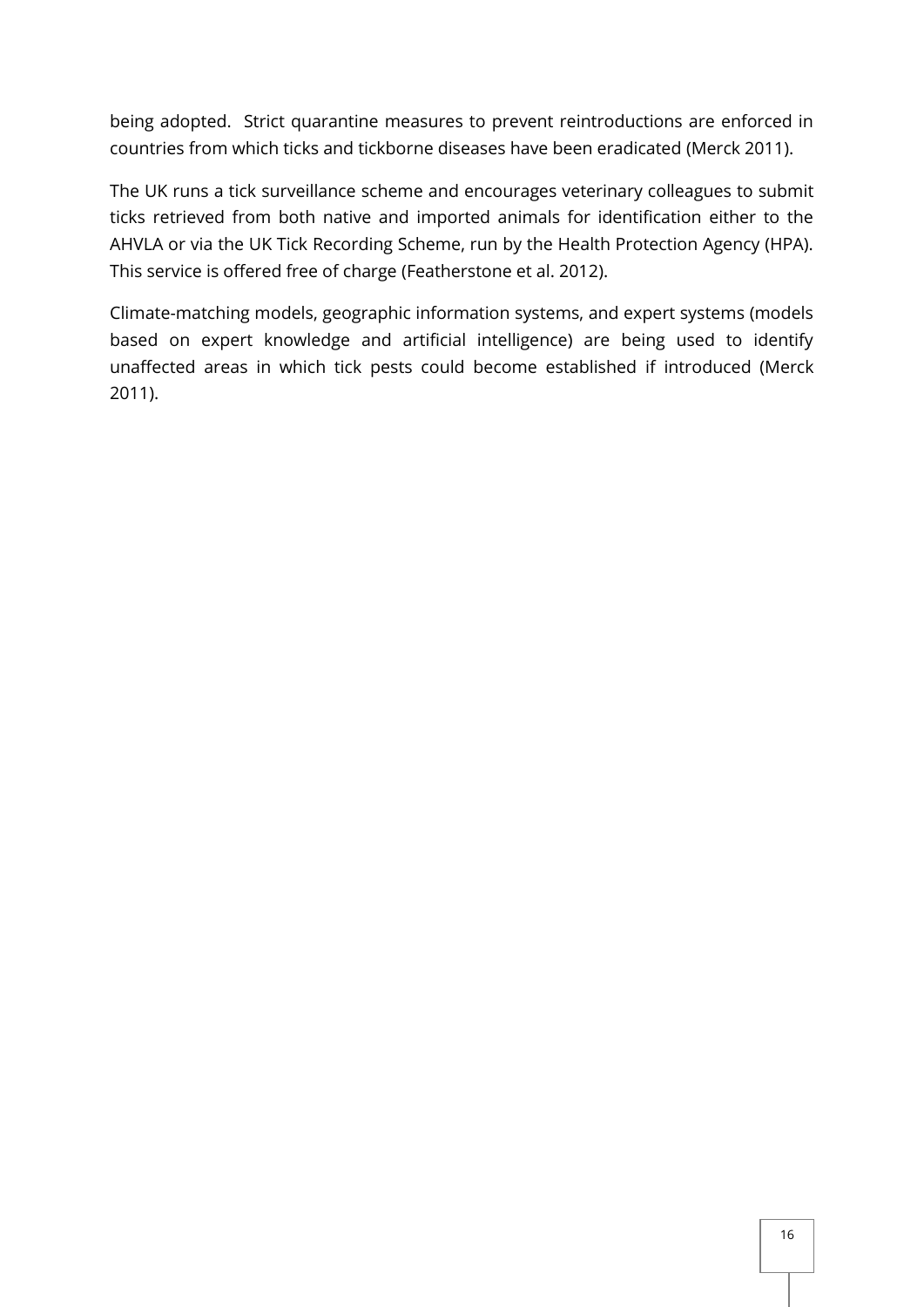being adopted.  Strict quarantine measures to prevent reintroductions are enforced in countries from which ticks and tickborne diseases have been eradicated (Merck 2011).

The UK runs a tick surveillance scheme and encourages veterinary colleagues to submit ticks retrieved from both native and imported animals for identification either to the AHVLA or via the UK Tick Recording Scheme, run by the Health Protection Agency (HPA). This service is offered free of charge (Featherstone et al. 2012).

Climate-matching models, geographic information systems, and expert systems (models based on expert knowledge and artificial intelligence) are being used to identify unaffected areas in which tick pests could become established if introduced (Merck 2011).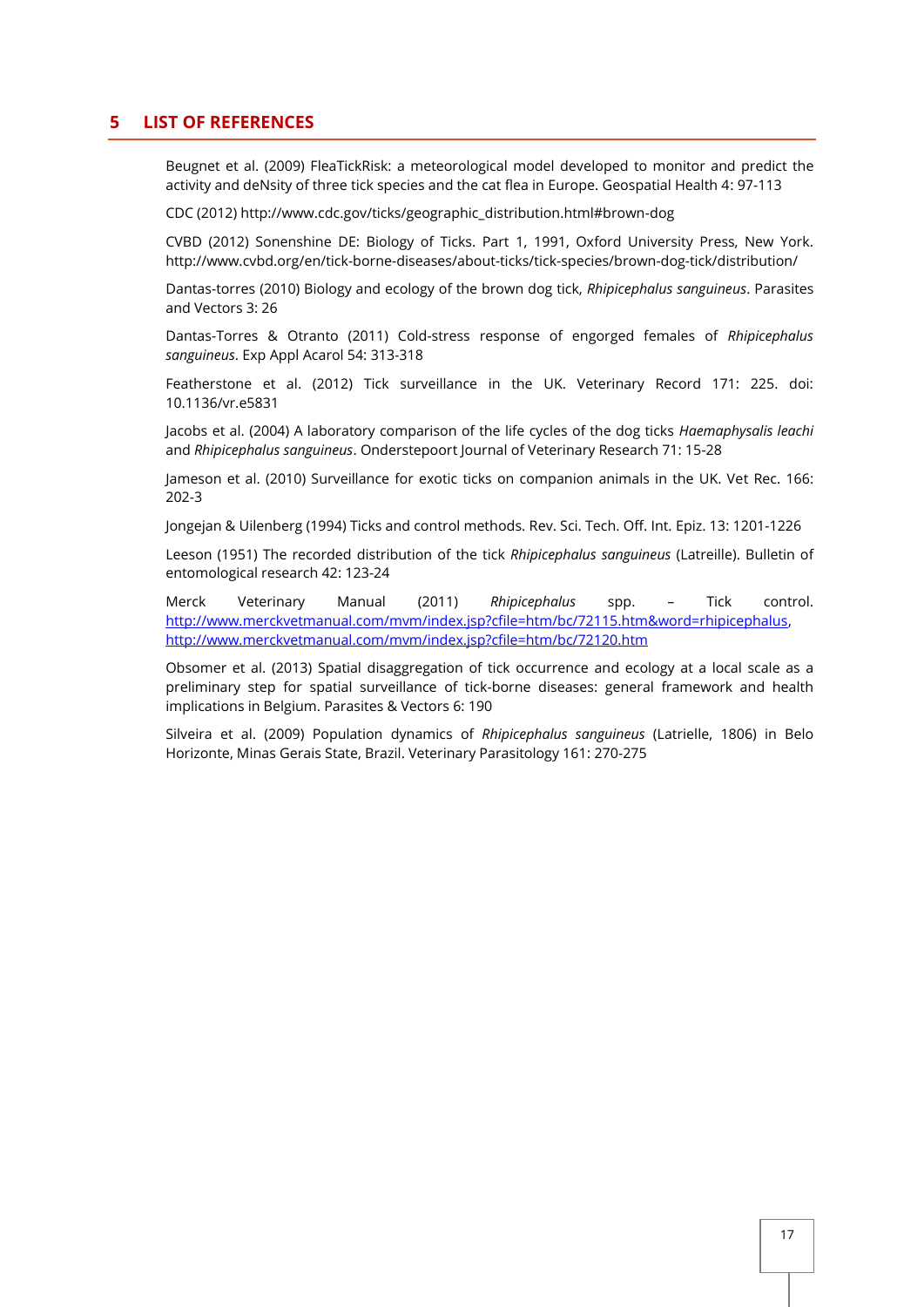# 5 LIST OF REFERENCES

Beugnet et al. (2009) FleaTickRisk: a meteorological model developed to monitor and predict the activity and deNsity of three tick species and the cat flea in Europe. Geospatial Health 4: 97-113

CDC (2012) http://www.cdc.gov/ticks/geographic_distribution.html#brown-dog

CVBD (2012) Sonenshine DE: Biology of Ticks. Part 1, 1991, Oxford University Press, New York. http://www.cvbd.org/en/tick-borne-diseases/about-ticks/tick-species/brown-dog-tick/distribution/

Dantas-torres (2010) Biology and ecology of the brown dog tick, *Rhipicephalus sanguineus*. Parasites and Vectors 3: 26

Dantas-Torres & Otranto (2011) Cold-stress response of engorged females of *Rhipicephalus sanguineus*. Exp Appl Acarol 54: 313-318

Featherstone et al. (2012) Tick surveillance in the UK. Veterinary Record 171: 225. doi: 10.1136/vr.e5831

Jacobs et al. (2004) A laboratory comparison of the life cycles of the dog ticks *Haemaphysalis leachi* and *Rhipicephalus sanguineus*. Onderstepoort Journal of Veterinary Research 71: 15-28

Jameson et al. (2010) Surveillance for exotic ticks on companion animals in the UK. Vet Rec. 166: 202-3

Jongejan & Uilenberg (1994) Ticks and control methods. Rev. Sci. Tech. Off. Int. Epiz. 13: 1201-1226

Leeson (1951) The recorded distribution of the tick *Rhipicephalus sanguineus* (Latreille). Bulletin of entomological research 42: 123-24

Merck Veterinary Manual (2011) *Rhipicephalus* spp. – Tick control. http://www.merckvetmanual.com/mvm/index.jsp?cfile=htm/bc/72115.htm&word=rhipicephalus, http://www.merckvetmanual.com/mvm/index.jsp?cfile=htm/bc/72120.htm

Obsomer et al. (2013) Spatial disaggregation of tick occurrence and ecology at a local scale as a preliminary step for spatial surveillance of tick-borne diseases: general framework and health implications in Belgium. Parasites & Vectors 6: 190

Silveira et al. (2009) Population dynamics of *Rhipicephalus sanguineus* (Latrielle, 1806) in Belo Horizonte, Minas Gerais State, Brazil. Veterinary Parasitology 161: 270-275